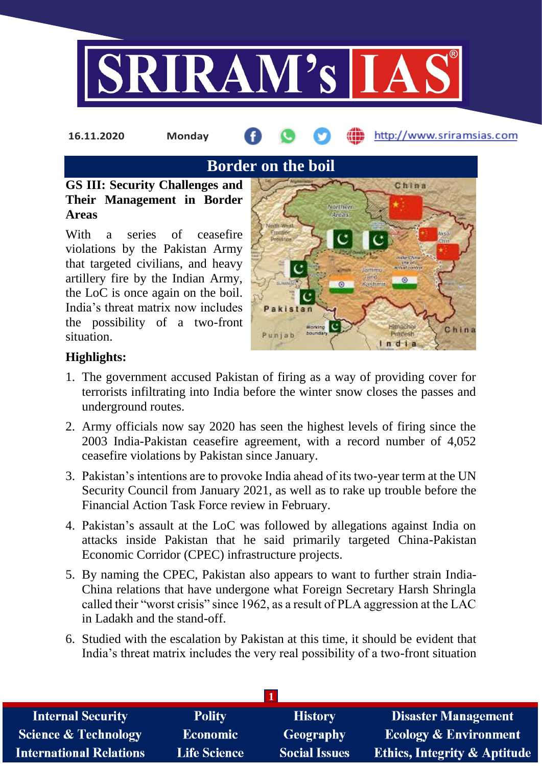16.11.2020 Monday

# Border on the boil

**GS III: Security Challenges and Their Management in Border Areas**

With a series of ceasefire violations by the Pakistan Army that targeted civilians, and heavy artillery fire by the Indian Army, the LoC is once again on the boil. India's threat matrix now includes the possibility of a two-front situation.

## Highlights:

1. The government accused Pakistan of firing as a way of providing cover for terrorists infiltrating into India before the winter snow closes the passes and underground routes.
2. Army officials now say 2020 has seen the highest levels of firing since the 2003 India-Pakistan ceasefire agreement, with a record number of 4,052 ceasefire violations by Pakistan since January.
3. Pakistan's intentions are to provoke India ahead of its two-year term at the UN Security Council from January 2021, as well as to rake up trouble before the Financial Action Task Force review in February.
4. Pakistan's assault at the LoC was followed by allegations against India on attacks inside Pakistan that he said primarily targeted China-Pakistan Economic Corridor (CPEC) infrastructure projects.
5. By naming the CPEC, Pakistan also appears to want to further strain India-China relations that have undergone what Foreign Secretary Harsh Shringla called their "worst crisis" since 1962, as a result of PLA aggression at the LAC in Ladakh and the stand-off.
6. Studied with the escalation by Pakistan at this time, it should be evident that India's threat matrix includes the very real possibility of a two-front situation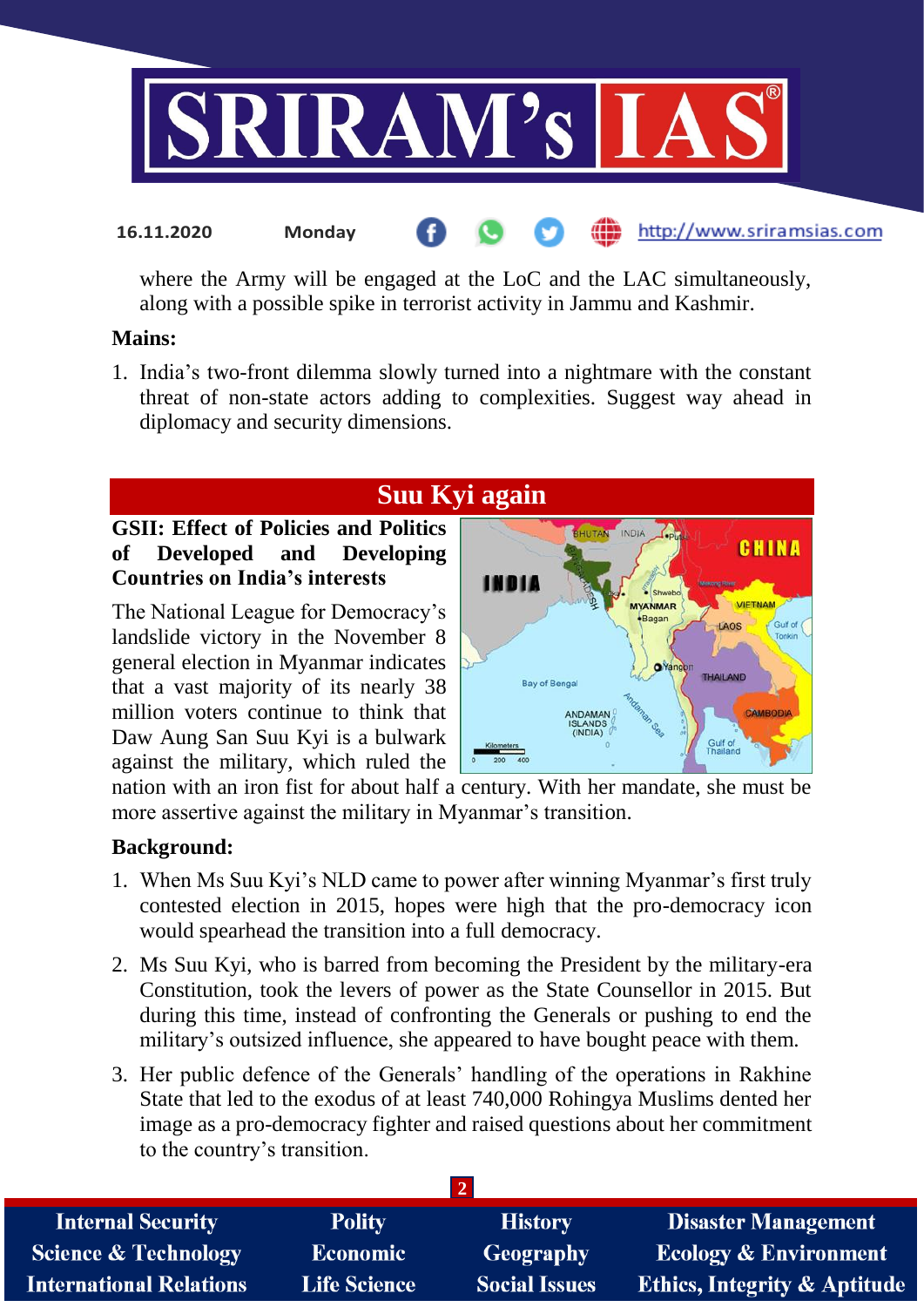where the Army will be engaged at the LoC and the LAC simultaneously, along with a possible spike in terrorist activity in Jammu and Kashmir.

**Mains:**

1. India's two-front dilemma slowly turned into a nightmare with the constant threat of non-state actors adding to complexities. Suggest way ahead in diplomacy and security dimensions.

## Suu Kyi again

**GSII: Effect of Policies and Politics of Developed and Developing Countries on India's interests**

The National League for Democracy's landslide victory in the November 8 general election in Myanmar indicates that a vast majority of its nearly 38 million voters continue to think that Daw Aung San Suu Kyi is a bulwark against the military, which ruled the nation with an iron fist for about half a century. With her mandate, she must be more assertive against the military in Myanmar's transition.

**Background:**

1. When Ms Suu Kyi's NLD came to power after winning Myanmar's first truly contested election in 2015, hopes were high that the pro-democracy icon would spearhead the transition into a full democracy.
2. Ms Suu Kyi, who is barred from becoming the President by the military-era Constitution, took the levers of power as the State Counsellor in 2015. But during this time, instead of confronting the Generals or pushing to end the military's outsized influence, she appeared to have bought peace with them.
3. Her public defence of the Generals' handling of the operations in Rakhine State that led to the exodus of at least 740,000 Rohingya Muslims dented her image as a pro-democracy fighter and raised questions about her commitment to the country's transition.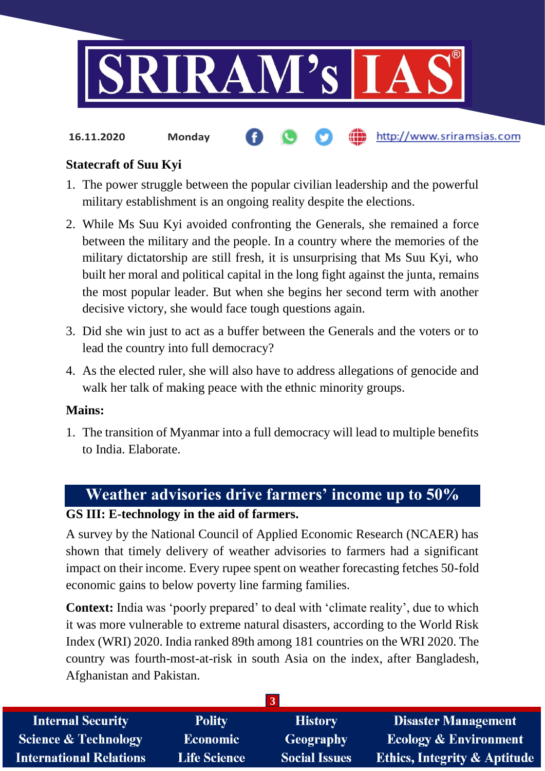**Statecraft of Suu Kyi**

1. The power struggle between the popular civilian leadership and the powerful military establishment is an ongoing reality despite the elections.
2. While Ms Suu Kyi avoided confronting the Generals, she remained a force between the military and the people. In a country where the memories of the military dictatorship are still fresh, it is unsurprising that Ms Suu Kyi, who built her moral and political capital in the long fight against the junta, remains the most popular leader. But when she begins her second term with another decisive victory, she would face tough questions again.
3. Did she win just to act as a buffer between the Generals and the voters or to lead the country into full democracy?
4. As the elected ruler, she will also have to address allegations of genocide and walk her talk of making peace with the ethnic minority groups.

**Mains:**

1. The transition of Myanmar into a full democracy will lead to multiple benefits to India. Elaborate.

## Weather advisories drive farmers' income up to 50%

**GS III: E-technology in the aid of farmers.**

A survey by the National Council of Applied Economic Research (NCAER) has shown that timely delivery of weather advisories to farmers had a significant impact on their income. Every rupee spent on weather forecasting fetches 50-fold economic gains to below poverty line farming families.

**Context:** India was 'poorly prepared' to deal with 'climate reality', due to which it was more vulnerable to extreme natural disasters, according to the World Risk Index (WRI) 2020. India ranked 89th among 181 countries on the WRI 2020. The country was fourth-most-at-risk in south Asia on the index, after Bangladesh, Afghanistan and Pakistan.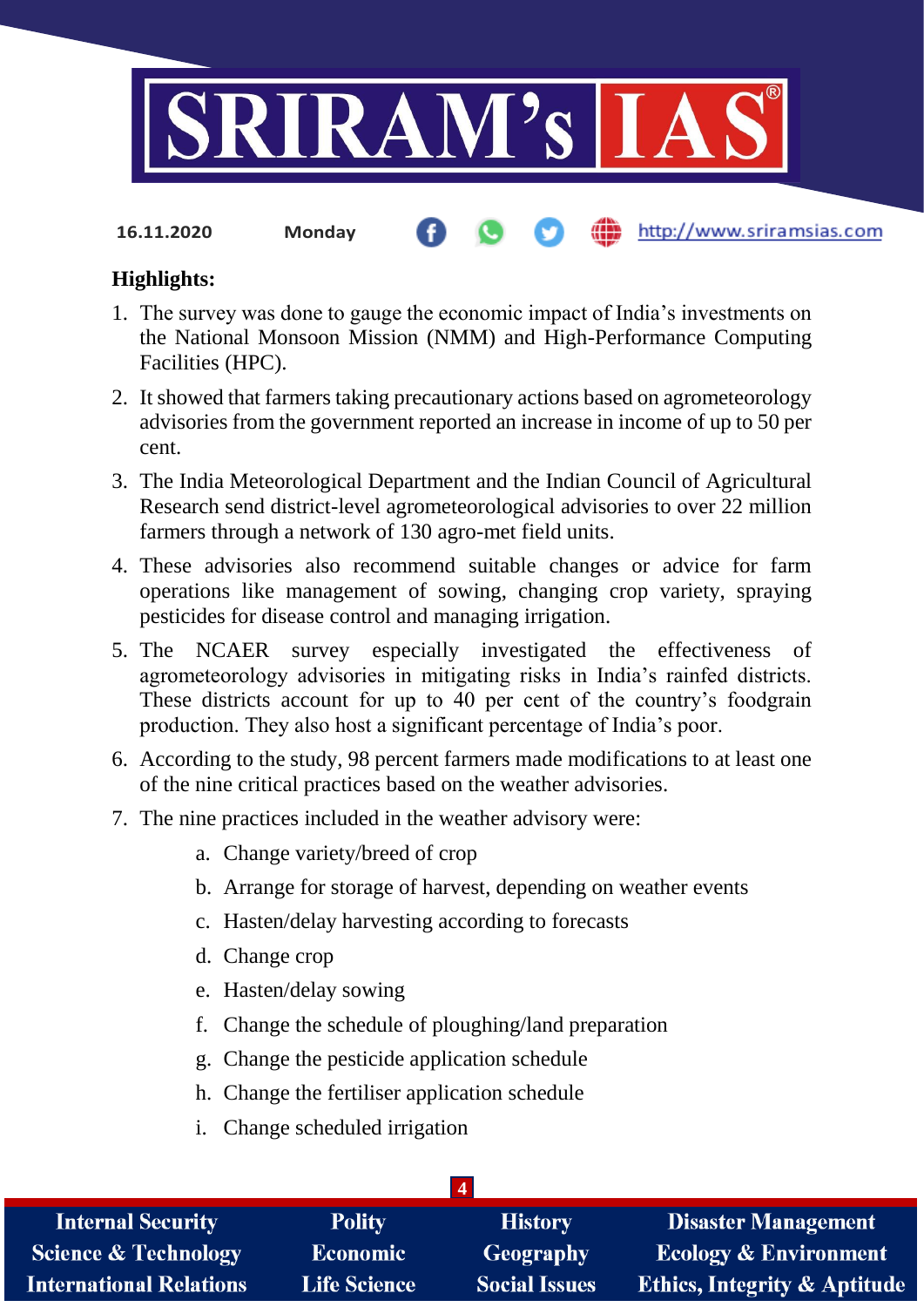**Highlights:**

1. The survey was done to gauge the economic impact of India's investments on the National Monsoon Mission (NMM) and High-Performance Computing Facilities (HPC).
2. It showed that farmers taking precautionary actions based on agrometeorology advisories from the government reported an increase in income of up to 50 per cent.
3. The India Meteorological Department and the Indian Council of Agricultural Research send district-level agrometeorological advisories to over 22 million farmers through a network of 130 agro-met field units.
4. These advisories also recommend suitable changes or advice for farm operations like management of sowing, changing crop variety, spraying pesticides for disease control and managing irrigation.
5. The NCAER survey especially investigated the effectiveness of agrometeorology advisories in mitigating risks in India's rainfed districts. These districts account for up to 40 per cent of the country's foodgrain production. They also host a significant percentage of India's poor.
6. According to the study, 98 percent farmers made modifications to at least one of the nine critical practices based on the weather advisories.
7. The nine practices included in the weather advisory were:
    a. Change variety/breed of crop
    b. Arrange for storage of harvest, depending on weather events
    c. Hasten/delay harvesting according to forecasts
    d. Change crop
    e. Hasten/delay sowing
    f. Change the schedule of ploughing/land preparation
    g. Change the pesticide application schedule
    h. Change the fertiliser application schedule
    i. Change scheduled irrigation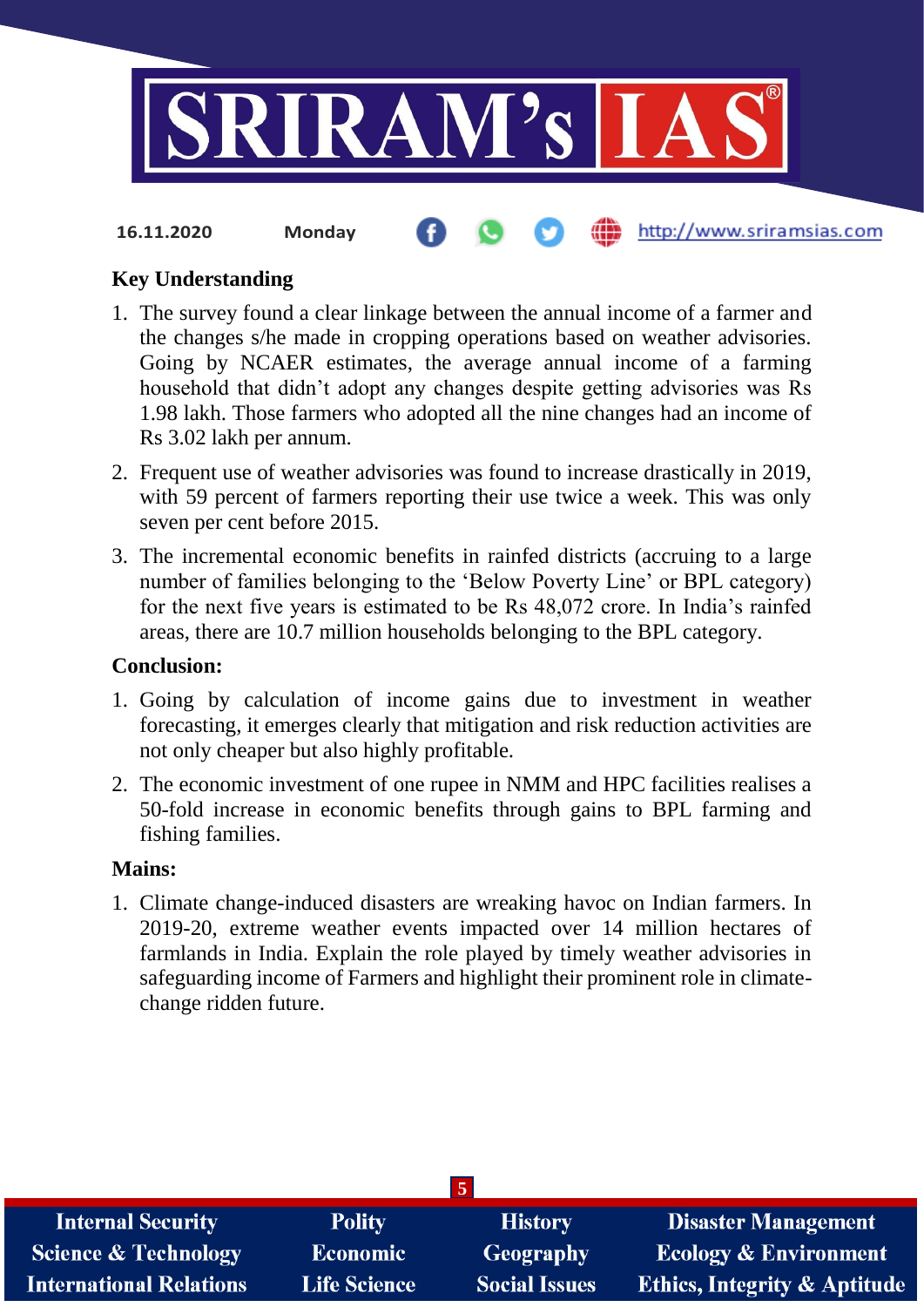**Key Understanding**

1. The survey found a clear linkage between the annual income of a farmer and the changes s/he made in cropping operations based on weather advisories. Going by NCAER estimates, the average annual income of a farming household that didn't adopt any changes despite getting advisories was Rs 1.98 lakh. Those farmers who adopted all the nine changes had an income of Rs 3.02 lakh per annum.
2. Frequent use of weather advisories was found to increase drastically in 2019, with 59 percent of farmers reporting their use twice a week. This was only seven per cent before 2015.
3. The incremental economic benefits in rainfed districts (accruing to a large number of families belonging to the 'Below Poverty Line' or BPL category) for the next five years is estimated to be Rs 48,072 crore. In India's rainfed areas, there are 10.7 million households belonging to the BPL category.

**Conclusion:**

1. Going by calculation of income gains due to investment in weather forecasting, it emerges clearly that mitigation and risk reduction activities are not only cheaper but also highly profitable.
2. The economic investment of one rupee in NMM and HPC facilities realises a 50-fold increase in economic benefits through gains to BPL farming and fishing families.

**Mains:**

1. Climate change-induced disasters are wreaking havoc on Indian farmers. In 2019-20, extreme weather events impacted over 14 million hectares of farmlands in India. Explain the role played by timely weather advisories in safeguarding income of Farmers and highlight their prominent role in climate-change ridden future.